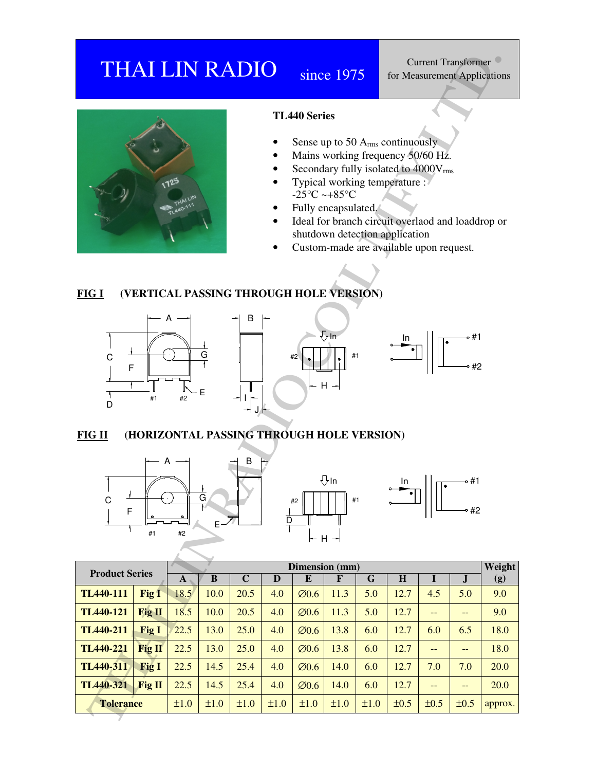# THAI LIN RADIO since 1975

Current Transformer for Measurement Applications

## TL440 Series

- Sense up to 50 $A_{rms}$ continuously
- Mains working frequency 50/60 Hz.
- Secondary fully isolated to 4000$V_{rms}$
- Typical working temperature : -25°C ~+85°C
- Fully encapsulated.
- Ideal for branch circuit overlaod and loaddrop or shutdown detection application
- Custom-made are available upon request.

**FIG I** (VERTICAL PASSING THROUGH HOLE VERSION)

**FIG II** (HORIZONTAL PASSING THROUGH HOLE VERSION)

| Product Series | | Dimension (mm) | | | | | | | | | | Weight |
|---|---|---|---|---|---|---|---|---|---|---|---|---|
| | | A | B | C | D | E | F | G | H | I | J | (g) |
| TL440-111 | Fig I | 18.5 | 10.0 | 20.5 | 4.0 | ∅0.6 | 11.3 | 5.0 | 12.7 | 4.5 | 5.0 | 9.0 |
| TL440-121 | Fig II | 18.5 | 10.0 | 20.5 | 4.0 | ∅0.6 | 11.3 | 5.0 | 12.7 | -- | -- | 9.0 |
| TL440-211 | Fig I | 22.5 | 13.0 | 25.0 | 4.0 | ∅0.6 | 13.8 | 6.0 | 12.7 | 6.0 | 6.5 | 18.0 |
| TL440-221 | Fig II | 22.5 | 13.0 | 25.0 | 4.0 | ∅0.6 | 13.8 | 6.0 | 12.7 | -- | -- | 18.0 |
| TL440-311 | Fig I | 22.5 | 14.5 | 25.4 | 4.0 | ∅0.6 | 14.0 | 6.0 | 12.7 | 7.0 | 7.0 | 20.0 |
| TL440-321 | Fig II | 22.5 | 14.5 | 25.4 | 4.0 | ∅0.6 | 14.0 | 6.0 | 12.7 | -- | -- | 20.0 |
| Tolerance | | ±1.0 | ±1.0 | ±1.0 | ±1.0 | ±1.0 | ±1.0 | ±1.0 | ±0.5 | ±0.5 | ±0.5 | approx. |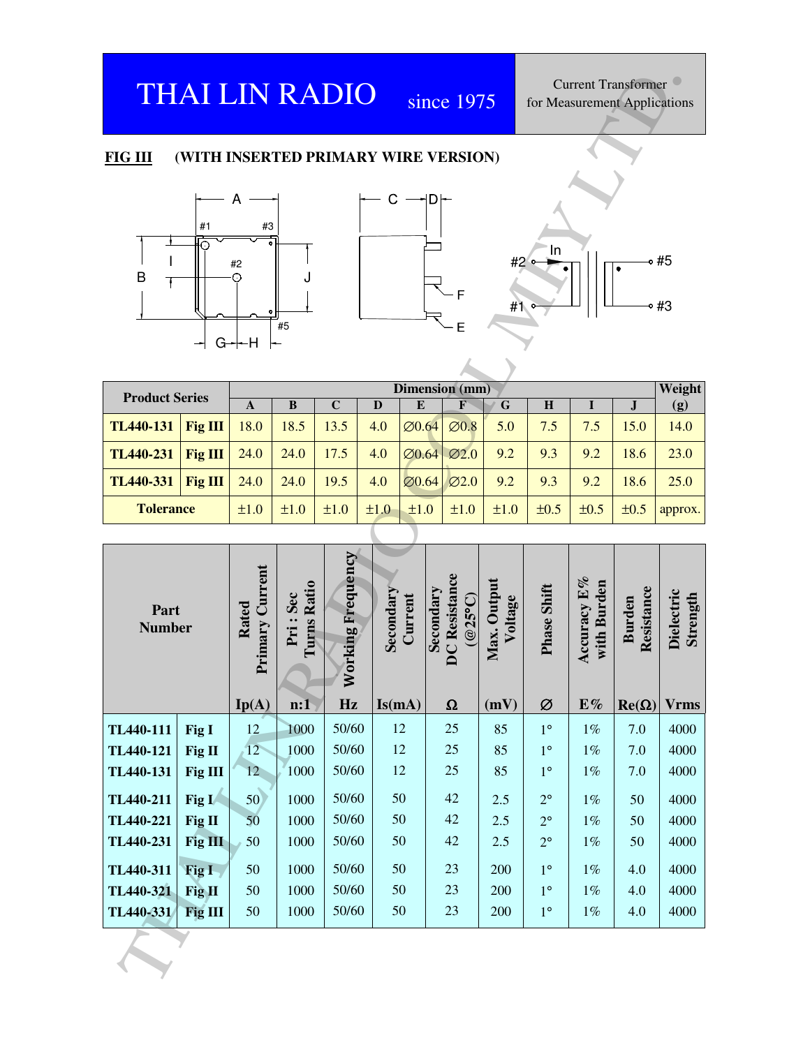THAI LIN RADIO since 1975

Current Transformer for Measurement Applications

**FIG III** **(WITH INSERTED PRIMARY WIRE VERSION)**

A

#1 #3

#2

B I J

#5

G H

C D

F

E

In

#2 #5

#1 #3

| Product Series | | Dimension (mm) | | | | | | | | | | Weight |
|---|---|---|---|---|---|---|---|---|---|---|---|---|
| | | A | B | C | D | E | F | G | H | I | J | (g) |
| TL440-131 | Fig III | 18.0 | 18.5 | 13.5 | 4.0 | ∅0.64 | ∅0.8 | 5.0 | 7.5 | 7.5 | 15.0 | 14.0 |
| TL440-231 | Fig III | 24.0 | 24.0 | 17.5 | 4.0 | ∅0.64 | ∅2.0 | 9.2 | 9.3 | 9.2 | 18.6 | 23.0 |
| TL440-331 | Fig III | 24.0 | 24.0 | 19.5 | 4.0 | ∅0.64 | ∅2.0 | 9.2 | 9.3 | 9.2 | 18.6 | 25.0 |
| Tolerance | | ±1.0 | ±1.0 | ±1.0 | ±1.0 | ±1.0 | ±1.0 | ±1.0 | ±0.5 | ±0.5 | ±0.5 | approx. |

| Part Number | | Rated Primary Current Ip(A) | Pri : Sec Turns Ratio n:1 | Working Frequency Hz | Secondary Current Is(mA) | Secondary DC Resistance (@25°C) Ω | Max. Output Voltage (mV) | Phase Shift ∅ | Accuracy E% with Burden E% | Burden Resistance Re(Ω) | Dielectric Strength Vrms |
|---|---|---|---|---|---|---|---|---|---|---|---|
| TL440-111 | Fig I | 12 | 1000 | 50/60 | 12 | 25 | 85 | 1° | 1% | 7.0 | 4000 |
| TL440-121 | Fig II | 12 | 1000 | 50/60 | 12 | 25 | 85 | 1° | 1% | 7.0 | 4000 |
| TL440-131 | Fig III | 12 | 1000 | 50/60 | 12 | 25 | 85 | 1° | 1% | 7.0 | 4000 |
| TL440-211 | Fig I | 50 | 1000 | 50/60 | 50 | 42 | 2.5 | 2° | 1% | 50 | 4000 |
| TL440-221 | Fig II | 50 | 1000 | 50/60 | 50 | 42 | 2.5 | 2° | 1% | 50 | 4000 |
| TL440-231 | Fig III | 50 | 1000 | 50/60 | 50 | 42 | 2.5 | 2° | 1% | 50 | 4000 |
| TL440-311 | Fig I | 50 | 1000 | 50/60 | 50 | 23 | 200 | 1° | 1% | 4.0 | 4000 |
| TL440-321 | Fig II | 50 | 1000 | 50/60 | 50 | 23 | 200 | 1° | 1% | 4.0 | 4000 |
| TL440-331 | Fig III | 50 | 1000 | 50/60 | 50 | 23 | 200 | 1° | 1% | 4.0 | 4000 |